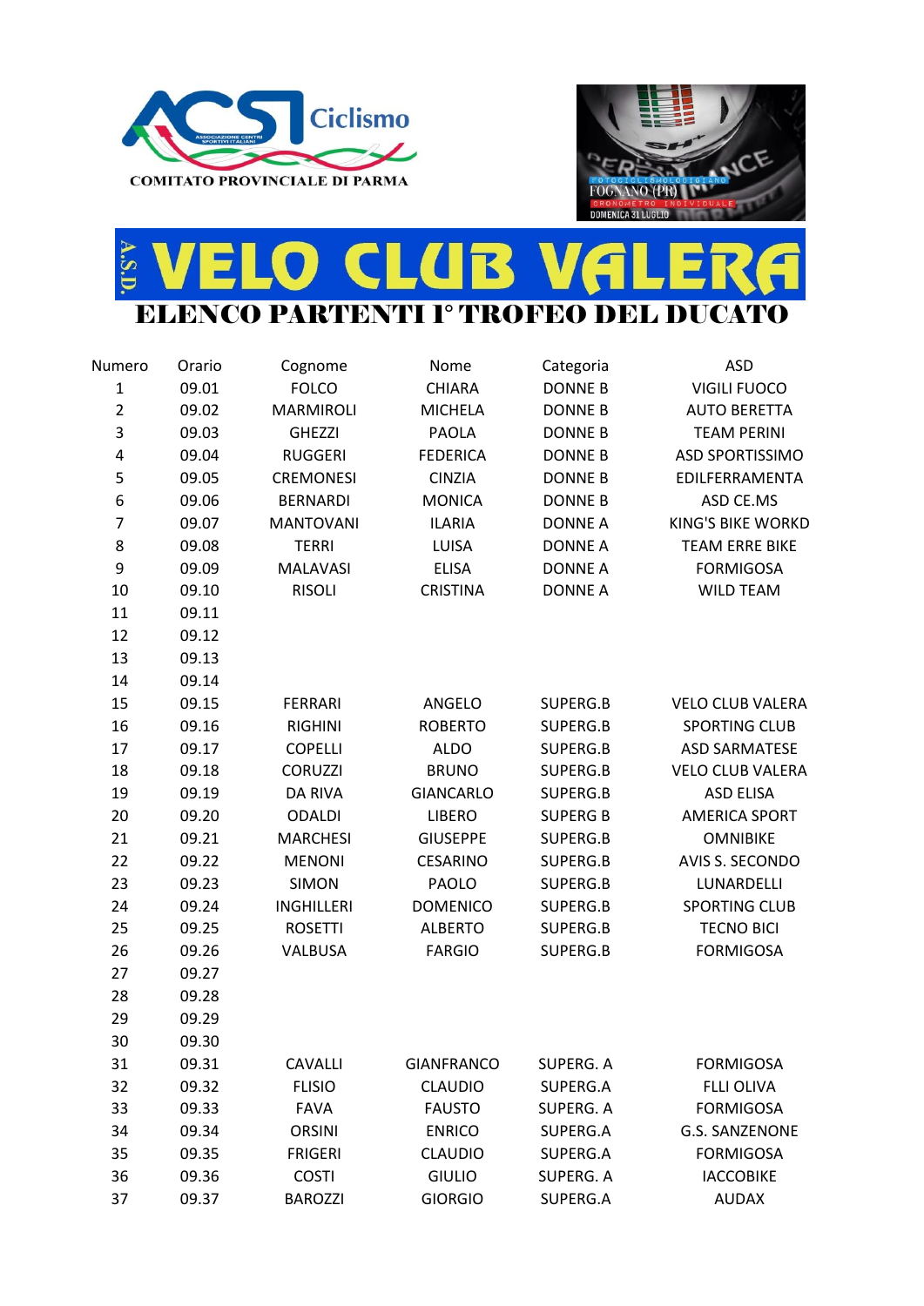ACSI Ciclismo

COMITATO PROVINCIALE DI PARMA

FOGNANO (PR)

CRONOMETRO INDIVIDUALE

DOMENICA 31 LUGLIO

# A.S.D. VELO CLUB VALERA

## ELENCO PARTENTI I° TROFEO DEL DUCATO

| Numero | Orario | Cognome | Nome | Categoria | ASD |
|---|---|---|---|---|---|
| 1 | 09.01 | FOLCO | CHIARA | DONNE B | VIGILI FUOCO |
| 2 | 09.02 | MARMIROLI | MICHELA | DONNE B | AUTO BERETTA |
| 3 | 09.03 | GHEZZI | PAOLA | DONNE B | TEAM PERINI |
| 4 | 09.04 | RUGGERI | FEDERICA | DONNE B | ASD SPORTISSIMO |
| 5 | 09.05 | CREMONESI | CINZIA | DONNE B | EDILFERRAMENTA |
| 6 | 09.06 | BERNARDI | MONICA | DONNE B | ASD CE.MS |
| 7 | 09.07 | MANTOVANI | ILARIA | DONNE A | KING'S BIKE WORKD |
| 8 | 09.08 | TERRI | LUISA | DONNE A | TEAM ERRE BIKE |
| 9 | 09.09 | MALAVASI | ELISA | DONNE A | FORMIGOSA |
| 10 | 09.10 | RISOLI | CRISTINA | DONNE A | WILD TEAM |
| 11 | 09.11 | | | | |
| 12 | 09.12 | | | | |
| 13 | 09.13 | | | | |
| 14 | 09.14 | | | | |
| 15 | 09.15 | FERRARI | ANGELO | SUPERG.B | VELO CLUB VALERA |
| 16 | 09.16 | RIGHINI | ROBERTO | SUPERG.B | SPORTING CLUB |
| 17 | 09.17 | COPELLI | ALDO | SUPERG.B | ASD SARMATESE |
| 18 | 09.18 | CORUZZI | BRUNO | SUPERG.B | VELO CLUB VALERA |
| 19 | 09.19 | DA RIVA | GIANCARLO | SUPERG.B | ASD ELISA |
| 20 | 09.20 | ODALDI | LIBERO | SUPERG B | AMERICA SPORT |
| 21 | 09.21 | MARCHESI | GIUSEPPE | SUPERG.B | OMNIBIKE |
| 22 | 09.22 | MENONI | CESARINO | SUPERG.B | AVIS S. SECONDO |
| 23 | 09.23 | SIMON | PAOLO | SUPERG.B | LUNARDELLI |
| 24 | 09.24 | INGHILLERI | DOMENICO | SUPERG.B | SPORTING CLUB |
| 25 | 09.25 | ROSETTI | ALBERTO | SUPERG.B | TECNO BICI |
| 26 | 09.26 | VALBUSA | FARGIO | SUPERG.B | FORMIGOSA |
| 27 | 09.27 | | | | |
| 28 | 09.28 | | | | |
| 29 | 09.29 | | | | |
| 30 | 09.30 | | | | |
| 31 | 09.31 | CAVALLI | GIANFRANCO | SUPERG. A | FORMIGOSA |
| 32 | 09.32 | FLISIO | CLAUDIO | SUPERG.A | FLLI OLIVA |
| 33 | 09.33 | FAVA | FAUSTO | SUPERG. A | FORMIGOSA |
| 34 | 09.34 | ORSINI | ENRICO | SUPERG.A | G.S. SANZENONE |
| 35 | 09.35 | FRIGERI | CLAUDIO | SUPERG.A | FORMIGOSA |
| 36 | 09.36 | COSTI | GIULIO | SUPERG. A | IACCOBIKE |
| 37 | 09.37 | BAROZZI | GIORGIO | SUPERG.A | AUDAX |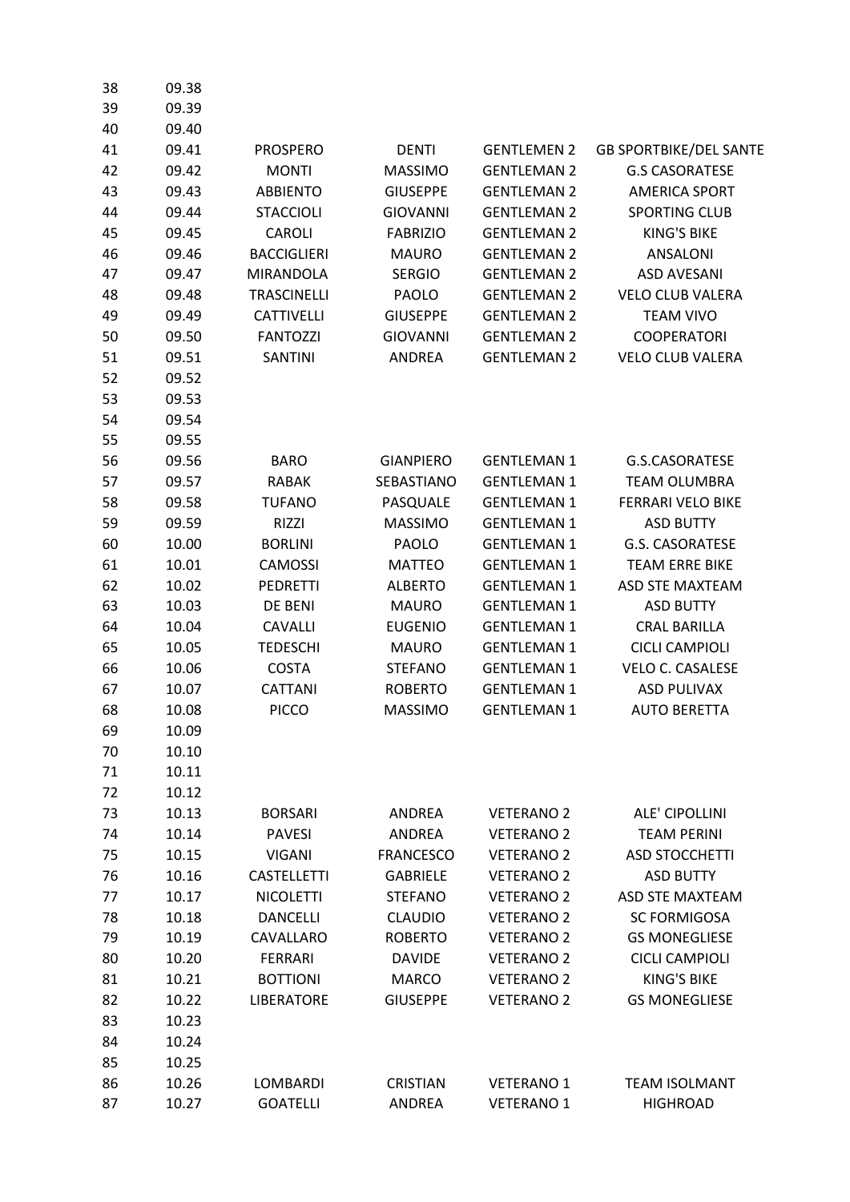| | | | | | |
|---|---|---|---|---|---|
| 38 | 09.38 | | | | |
| 39 | 09.39 | | | | |
| 40 | 09.40 | | | | |
| 41 | 09.41 | PROSPERO | DENTI | GENTLEMEN 2 | GB SPORTBIKE/DEL SANTE |
| 42 | 09.42 | MONTI | MASSIMO | GENTLEMAN 2 | G.S CASORATESE |
| 43 | 09.43 | ABBIENTO | GIUSEPPE | GENTLEMAN 2 | AMERICA SPORT |
| 44 | 09.44 | STACCIOLI | GIOVANNI | GENTLEMAN 2 | SPORTING CLUB |
| 45 | 09.45 | CAROLI | FABRIZIO | GENTLEMAN 2 | KING'S BIKE |
| 46 | 09.46 | BACCIGLIERI | MAURO | GENTLEMAN 2 | ANSALONI |
| 47 | 09.47 | MIRANDOLA | SERGIO | GENTLEMAN 2 | ASD AVESANI |
| 48 | 09.48 | TRASCINELLI | PAOLO | GENTLEMAN 2 | VELO CLUB VALERA |
| 49 | 09.49 | CATTIVELLI | GIUSEPPE | GENTLEMAN 2 | TEAM VIVO |
| 50 | 09.50 | FANTOZZI | GIOVANNI | GENTLEMAN 2 | COOPERATORI |
| 51 | 09.51 | SANTINI | ANDREA | GENTLEMAN 2 | VELO CLUB VALERA |
| 52 | 09.52 | | | | |
| 53 | 09.53 | | | | |
| 54 | 09.54 | | | | |
| 55 | 09.55 | | | | |
| 56 | 09.56 | BARO | GIANPIERO | GENTLEMAN 1 | G.S.CASORATESE |
| 57 | 09.57 | RABAK | SEBASTIANO | GENTLEMAN 1 | TEAM OLUMBRA |
| 58 | 09.58 | TUFANO | PASQUALE | GENTLEMAN 1 | FERRARI VELO BIKE |
| 59 | 09.59 | RIZZI | MASSIMO | GENTLEMAN 1 | ASD BUTTY |
| 60 | 10.00 | BORLINI | PAOLO | GENTLEMAN 1 | G.S. CASORATESE |
| 61 | 10.01 | CAMOSSI | MATTEO | GENTLEMAN 1 | TEAM ERRE BIKE |
| 62 | 10.02 | PEDRETTI | ALBERTO | GENTLEMAN 1 | ASD STE MAXTEAM |
| 63 | 10.03 | DE BENI | MAURO | GENTLEMAN 1 | ASD BUTTY |
| 64 | 10.04 | CAVALLI | EUGENIO | GENTLEMAN 1 | CRAL BARILLA |
| 65 | 10.05 | TEDESCHI | MAURO | GENTLEMAN 1 | CICLI CAMPIOLI |
| 66 | 10.06 | COSTA | STEFANO | GENTLEMAN 1 | VELO C. CASALESE |
| 67 | 10.07 | CATTANI | ROBERTO | GENTLEMAN 1 | ASD PULIVAX |
| 68 | 10.08 | PICCO | MASSIMO | GENTLEMAN 1 | AUTO BERETTA |
| 69 | 10.09 | | | | |
| 70 | 10.10 | | | | |
| 71 | 10.11 | | | | |
| 72 | 10.12 | | | | |
| 73 | 10.13 | BORSARI | ANDREA | VETERANO 2 | ALE' CIPOLLINI |
| 74 | 10.14 | PAVESI | ANDREA | VETERANO 2 | TEAM PERINI |
| 75 | 10.15 | VIGANI | FRANCESCO | VETERANO 2 | ASD STOCCHETTI |
| 76 | 10.16 | CASTELLETTI | GABRIELE | VETERANO 2 | ASD BUTTY |
| 77 | 10.17 | NICOLETTI | STEFANO | VETERANO 2 | ASD STE MAXTEAM |
| 78 | 10.18 | DANCELLI | CLAUDIO | VETERANO 2 | SC FORMIGOSA |
| 79 | 10.19 | CAVALLARO | ROBERTO | VETERANO 2 | GS MONEGLIESE |
| 80 | 10.20 | FERRARI | DAVIDE | VETERANO 2 | CICLI CAMPIOLI |
| 81 | 10.21 | BOTTIONI | MARCO | VETERANO 2 | KING'S BIKE |
| 82 | 10.22 | LIBERATORE | GIUSEPPE | VETERANO 2 | GS MONEGLIESE |
| 83 | 10.23 | | | | |
| 84 | 10.24 | | | | |
| 85 | 10.25 | | | | |
| 86 | 10.26 | LOMBARDI | CRISTIAN | VETERANO 1 | TEAM ISOLMANT |
| 87 | 10.27 | GOATELLI | ANDREA | VETERANO 1 | HIGHROAD |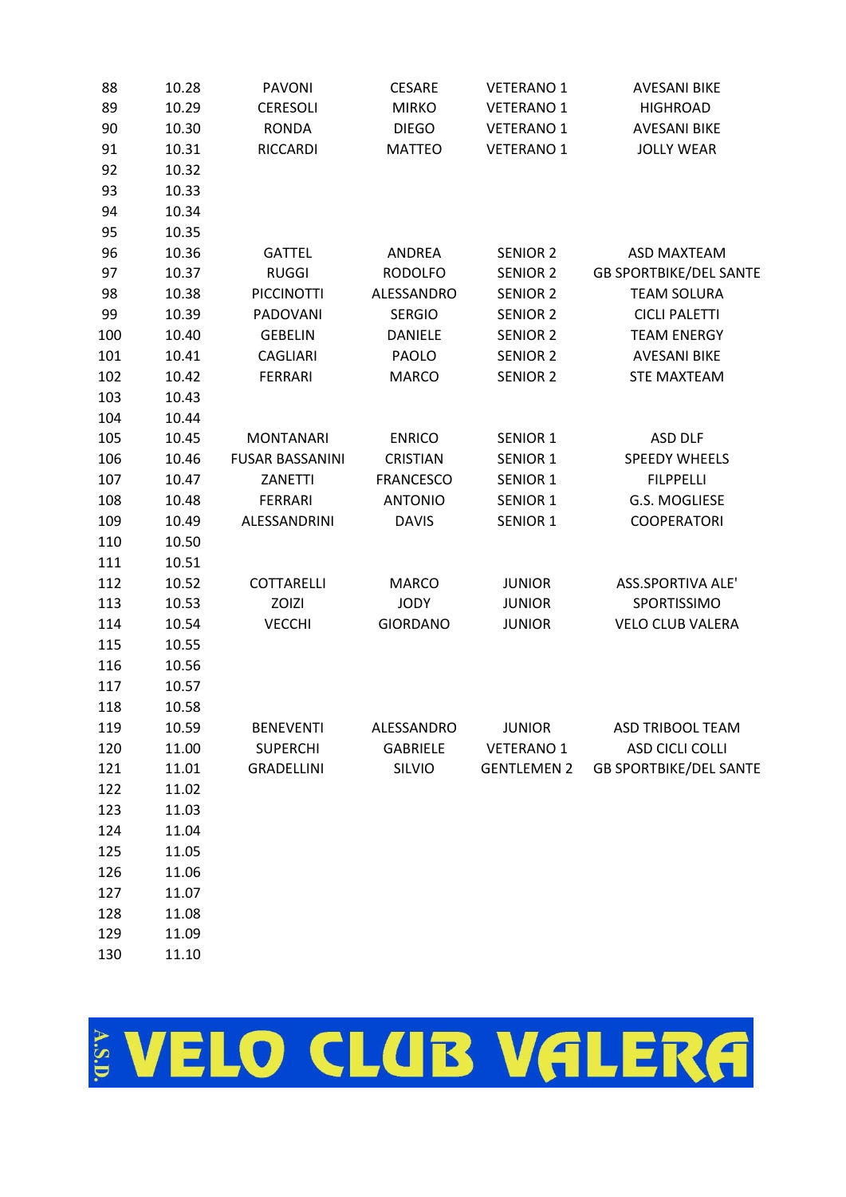| | | | | | |
|---|---|---|---|---|---|
| 88 | 10.28 | PAVONI | CESARE | VETERANO 1 | AVESANI BIKE |
| 89 | 10.29 | CERESOLI | MIRKO | VETERANO 1 | HIGHROAD |
| 90 | 10.30 | RONDA | DIEGO | VETERANO 1 | AVESANI BIKE |
| 91 | 10.31 | RICCARDI | MATTEO | VETERANO 1 | JOLLY WEAR |
| 92 | 10.32 | | | | |
| 93 | 10.33 | | | | |
| 94 | 10.34 | | | | |
| 95 | 10.35 | | | | |
| 96 | 10.36 | GATTEL | ANDREA | SENIOR 2 | ASD MAXTEAM |
| 97 | 10.37 | RUGGI | RODOLFO | SENIOR 2 | GB SPORTBIKE/DEL SANTE |
| 98 | 10.38 | PICCINOTTI | ALESSANDRO | SENIOR 2 | TEAM SOLURA |
| 99 | 10.39 | PADOVANI | SERGIO | SENIOR 2 | CICLI PALETTI |
| 100 | 10.40 | GEBELIN | DANIELE | SENIOR 2 | TEAM ENERGY |
| 101 | 10.41 | CAGLIARI | PAOLO | SENIOR 2 | AVESANI BIKE |
| 102 | 10.42 | FERRARI | MARCO | SENIOR 2 | STE MAXTEAM |
| 103 | 10.43 | | | | |
| 104 | 10.44 | | | | |
| 105 | 10.45 | MONTANARI | ENRICO | SENIOR 1 | ASD DLF |
| 106 | 10.46 | FUSAR BASSANINI | CRISTIAN | SENIOR 1 | SPEEDY WHEELS |
| 107 | 10.47 | ZANETTI | FRANCESCO | SENIOR 1 | FILPPELLI |
| 108 | 10.48 | FERRARI | ANTONIO | SENIOR 1 | G.S. MOGLIESE |
| 109 | 10.49 | ALESSANDRINI | DAVIS | SENIOR 1 | COOPERATORI |
| 110 | 10.50 | | | | |
| 111 | 10.51 | | | | |
| 112 | 10.52 | COTTARELLI | MARCO | JUNIOR | ASS.SPORTIVA ALE' |
| 113 | 10.53 | ZOIZI | JODY | JUNIOR | SPORTISSIMO |
| 114 | 10.54 | VECCHI | GIORDANO | JUNIOR | VELO CLUB VALERA |
| 115 | 10.55 | | | | |
| 116 | 10.56 | | | | |
| 117 | 10.57 | | | | |
| 118 | 10.58 | | | | |
| 119 | 10.59 | BENEVENTI | ALESSANDRO | JUNIOR | ASD TRIBOOL TEAM |
| 120 | 11.00 | SUPERCHI | GABRIELE | VETERANO 1 | ASD CICLI COLLI |
| 121 | 11.01 | GRADELLINI | SILVIO | GENTLEMEN 2 | GB SPORTBIKE/DEL SANTE |
| 122 | 11.02 | | | | |
| 123 | 11.03 | | | | |
| 124 | 11.04 | | | | |
| 125 | 11.05 | | | | |
| 126 | 11.06 | | | | |
| 127 | 11.07 | | | | |
| 128 | 11.08 | | | | |
| 129 | 11.09 | | | | |
| 130 | 11.10 | | | | |

A.S.D. VELO CLUB VALERA